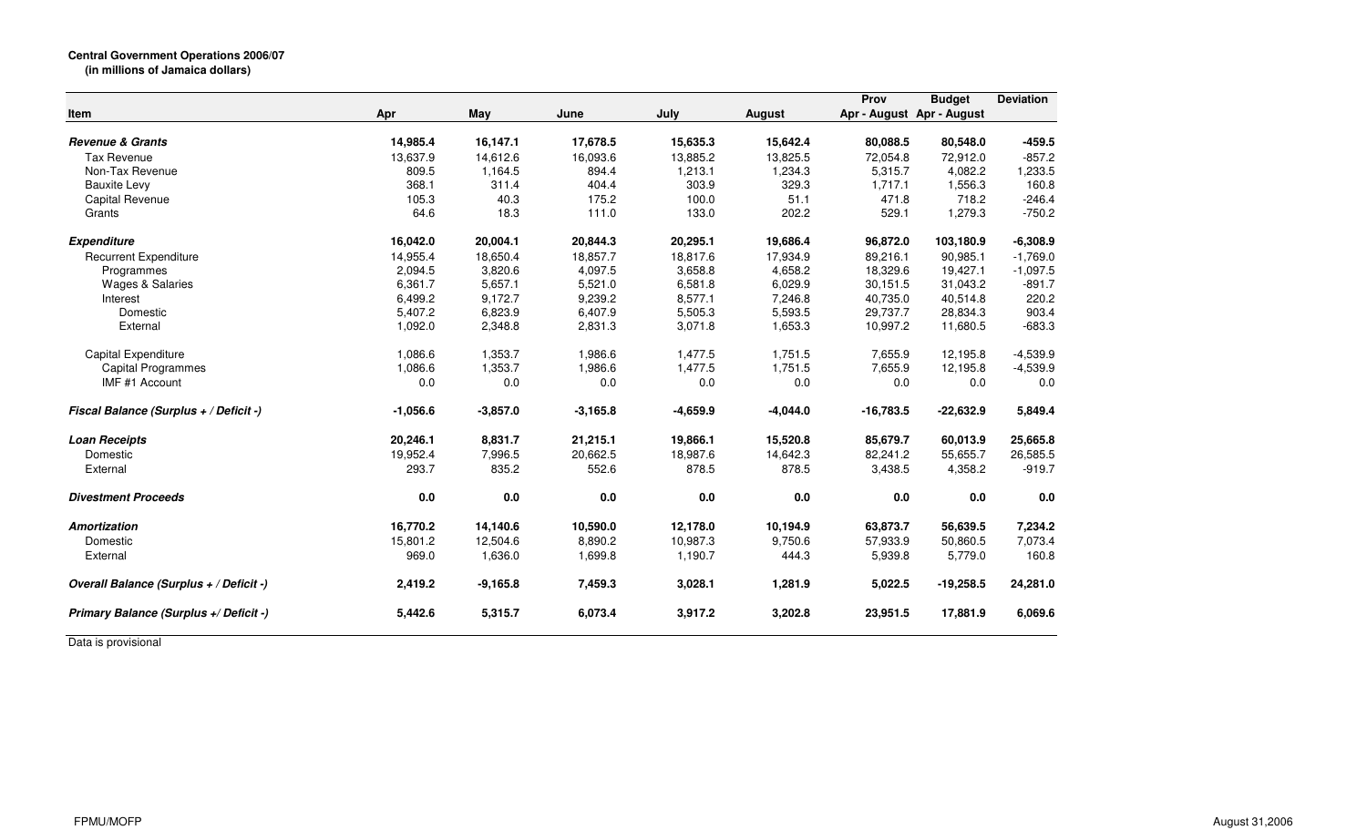**Central Government Operations 2006/07**
**(in millions of Jamaica dollars)**

| Item | Apr | May | June | July | August | Prov Apr - August | Budget Apr - August | Deviation |
|---|---|---|---|---|---|---|---|---|
| ***Revenue & Grants*** | **14,985.4** | **16,147.1** | **17,678.5** | **15,635.3** | **15,642.4** | **80,088.5** | **80,548.0** | **-459.5** |
| Tax Revenue | 13,637.9 | 14,612.6 | 16,093.6 | 13,885.2 | 13,825.5 | 72,054.8 | 72,912.0 | -857.2 |
| Non-Tax Revenue | 809.5 | 1,164.5 | 894.4 | 1,213.1 | 1,234.3 | 5,315.7 | 4,082.2 | 1,233.5 |
| Bauxite Levy | 368.1 | 311.4 | 404.4 | 303.9 | 329.3 | 1,717.1 | 1,556.3 | 160.8 |
| Capital Revenue | 105.3 | 40.3 | 175.2 | 100.0 | 51.1 | 471.8 | 718.2 | -246.4 |
| Grants | 64.6 | 18.3 | 111.0 | 133.0 | 202.2 | 529.1 | 1,279.3 | -750.2 |
| ***Expenditure*** | **16,042.0** | **20,004.1** | **20,844.3** | **20,295.1** | **19,686.4** | **96,872.0** | **103,180.9** | **-6,308.9** |
| Recurrent Expenditure | 14,955.4 | 18,650.4 | 18,857.7 | 18,817.6 | 17,934.9 | 89,216.1 | 90,985.1 | -1,769.0 |
| Programmes | 2,094.5 | 3,820.6 | 4,097.5 | 3,658.8 | 4,658.2 | 18,329.6 | 19,427.1 | -1,097.5 |
| Wages & Salaries | 6,361.7 | 5,657.1 | 5,521.0 | 6,581.8 | 6,029.9 | 30,151.5 | 31,043.2 | -891.7 |
| Interest | 6,499.2 | 9,172.7 | 9,239.2 | 8,577.1 | 7,246.8 | 40,735.0 | 40,514.8 | 220.2 |
| Domestic | 5,407.2 | 6,823.9 | 6,407.9 | 5,505.3 | 5,593.5 | 29,737.7 | 28,834.3 | 903.4 |
| External | 1,092.0 | 2,348.8 | 2,831.3 | 3,071.8 | 1,653.3 | 10,997.2 | 11,680.5 | -683.3 |
| Capital Expenditure | 1,086.6 | 1,353.7 | 1,986.6 | 1,477.5 | 1,751.5 | 7,655.9 | 12,195.8 | -4,539.9 |
| Capital Programmes | 1,086.6 | 1,353.7 | 1,986.6 | 1,477.5 | 1,751.5 | 7,655.9 | 12,195.8 | -4,539.9 |
| IMF #1 Account | 0.0 | 0.0 | 0.0 | 0.0 | 0.0 | 0.0 | 0.0 | 0.0 |
| ***Fiscal Balance (Surplus + / Deficit -)*** | **-1,056.6** | **-3,857.0** | **-3,165.8** | **-4,659.9** | **-4,044.0** | **-16,783.5** | **-22,632.9** | **5,849.4** |
| ***Loan Receipts*** | **20,246.1** | **8,831.7** | **21,215.1** | **19,866.1** | **15,520.8** | **85,679.7** | **60,013.9** | **25,665.8** |
| Domestic | 19,952.4 | 7,996.5 | 20,662.5 | 18,987.6 | 14,642.3 | 82,241.2 | 55,655.7 | 26,585.5 |
| External | 293.7 | 835.2 | 552.6 | 878.5 | 878.5 | 3,438.5 | 4,358.2 | -919.7 |
| ***Divestment Proceeds*** | **0.0** | **0.0** | **0.0** | **0.0** | **0.0** | **0.0** | **0.0** | **0.0** |
| ***Amortization*** | **16,770.2** | **14,140.6** | **10,590.0** | **12,178.0** | **10,194.9** | **63,873.7** | **56,639.5** | **7,234.2** |
| Domestic | 15,801.2 | 12,504.6 | 8,890.2 | 10,987.3 | 9,750.6 | 57,933.9 | 50,860.5 | 7,073.4 |
| External | 969.0 | 1,636.0 | 1,699.8 | 1,190.7 | 444.3 | 5,939.8 | 5,779.0 | 160.8 |
| ***Overall Balance (Surplus + / Deficit -)*** | **2,419.2** | **-9,165.8** | **7,459.3** | **3,028.1** | **1,281.9** | **5,022.5** | **-19,258.5** | **24,281.0** |
| ***Primary Balance (Surplus +/ Deficit -)*** | **5,442.6** | **5,315.7** | **6,073.4** | **3,917.2** | **3,202.8** | **23,951.5** | **17,881.9** | **6,069.6** |

Data is provisional

FPMU/MOFP

August 31,2006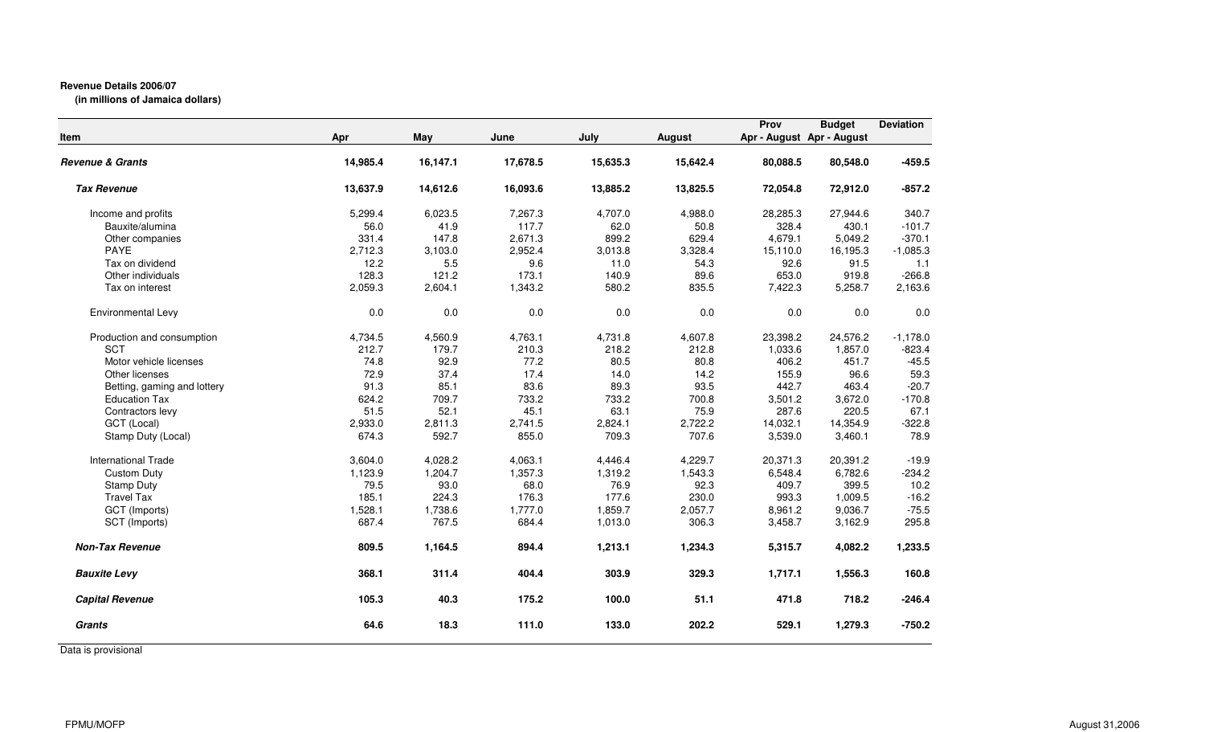**Revenue Details 2006/07**
**(in millions of Jamaica dollars)**

| Item | Apr | May | June | July | August | Prov Apr - August | Budget Apr - August | Deviation |
|---|---|---|---|---|---|---|---|---|
| ***Revenue & Grants*** | **14,985.4** | **16,147.1** | **17,678.5** | **15,635.3** | **15,642.4** | **80,088.5** | **80,548.0** | **-459.5** |
| ***Tax Revenue*** | **13,637.9** | **14,612.6** | **16,093.6** | **13,885.2** | **13,825.5** | **72,054.8** | **72,912.0** | **-857.2** |
| Income and profits | 5,299.4 | 6,023.5 | 7,267.3 | 4,707.0 | 4,988.0 | 28,285.3 | 27,944.6 | 340.7 |
| Bauxite/alumina | 56.0 | 41.9 | 117.7 | 62.0 | 50.8 | 328.4 | 430.1 | -101.7 |
| Other companies | 331.4 | 147.8 | 2,671.3 | 899.2 | 629.4 | 4,679.1 | 5,049.2 | -370.1 |
| PAYE | 2,712.3 | 3,103.0 | 2,952.4 | 3,013.8 | 3,328.4 | 15,110.0 | 16,195.3 | -1,085.3 |
| Tax on dividend | 12.2 | 5.5 | 9.6 | 11.0 | 54.3 | 92.6 | 91.5 | 1.1 |
| Other individuals | 128.3 | 121.2 | 173.1 | 140.9 | 89.6 | 653.0 | 919.8 | -266.8 |
| Tax on interest | 2,059.3 | 2,604.1 | 1,343.2 | 580.2 | 835.5 | 7,422.3 | 5,258.7 | 2,163.6 |
| Environmental Levy | 0.0 | 0.0 | 0.0 | 0.0 | 0.0 | 0.0 | 0.0 | 0.0 |
| Production and consumption | 4,734.5 | 4,560.9 | 4,763.1 | 4,731.8 | 4,607.8 | 23,398.2 | 24,576.2 | -1,178.0 |
| SCT | 212.7 | 179.7 | 210.3 | 218.2 | 212.8 | 1,033.6 | 1,857.0 | -823.4 |
| Motor vehicle licenses | 74.8 | 92.9 | 77.2 | 80.5 | 80.8 | 406.2 | 451.7 | -45.5 |
| Other licenses | 72.9 | 37.4 | 17.4 | 14.0 | 14.2 | 155.9 | 96.6 | 59.3 |
| Betting, gaming and lottery | 91.3 | 85.1 | 83.6 | 89.3 | 93.5 | 442.7 | 463.4 | -20.7 |
| Education Tax | 624.2 | 709.7 | 733.2 | 733.2 | 700.8 | 3,501.2 | 3,672.0 | -170.8 |
| Contractors levy | 51.5 | 52.1 | 45.1 | 63.1 | 75.9 | 287.6 | 220.5 | 67.1 |
| GCT (Local) | 2,933.0 | 2,811.3 | 2,741.5 | 2,824.1 | 2,722.2 | 14,032.1 | 14,354.9 | -322.8 |
| Stamp Duty (Local) | 674.3 | 592.7 | 855.0 | 709.3 | 707.6 | 3,539.0 | 3,460.1 | 78.9 |
| International Trade | 3,604.0 | 4,028.2 | 4,063.1 | 4,446.4 | 4,229.7 | 20,371.3 | 20,391.2 | -19.9 |
| Custom Duty | 1,123.9 | 1,204.7 | 1,357.3 | 1,319.2 | 1,543.3 | 6,548.4 | 6,782.6 | -234.2 |
| Stamp Duty | 79.5 | 93.0 | 68.0 | 76.9 | 92.3 | 409.7 | 399.5 | 10.2 |
| Travel Tax | 185.1 | 224.3 | 176.3 | 177.6 | 230.0 | 993.3 | 1,009.5 | -16.2 |
| GCT (Imports) | 1,528.1 | 1,738.6 | 1,777.0 | 1,859.7 | 2,057.7 | 8,961.2 | 9,036.7 | -75.5 |
| SCT (Imports) | 687.4 | 767.5 | 684.4 | 1,013.0 | 306.3 | 3,458.7 | 3,162.9 | 295.8 |
| ***Non-Tax Revenue*** | **809.5** | **1,164.5** | **894.4** | **1,213.1** | **1,234.3** | **5,315.7** | **4,082.2** | **1,233.5** |
| ***Bauxite Levy*** | **368.1** | **311.4** | **404.4** | **303.9** | **329.3** | **1,717.1** | **1,556.3** | **160.8** |
| ***Capital Revenue*** | **105.3** | **40.3** | **175.2** | **100.0** | **51.1** | **471.8** | **718.2** | **-246.4** |
| ***Grants*** | **64.6** | **18.3** | **111.0** | **133.0** | **202.2** | **529.1** | **1,279.3** | **-750.2** |

Data is provisional

FPMU/MOFP

August 31,2006